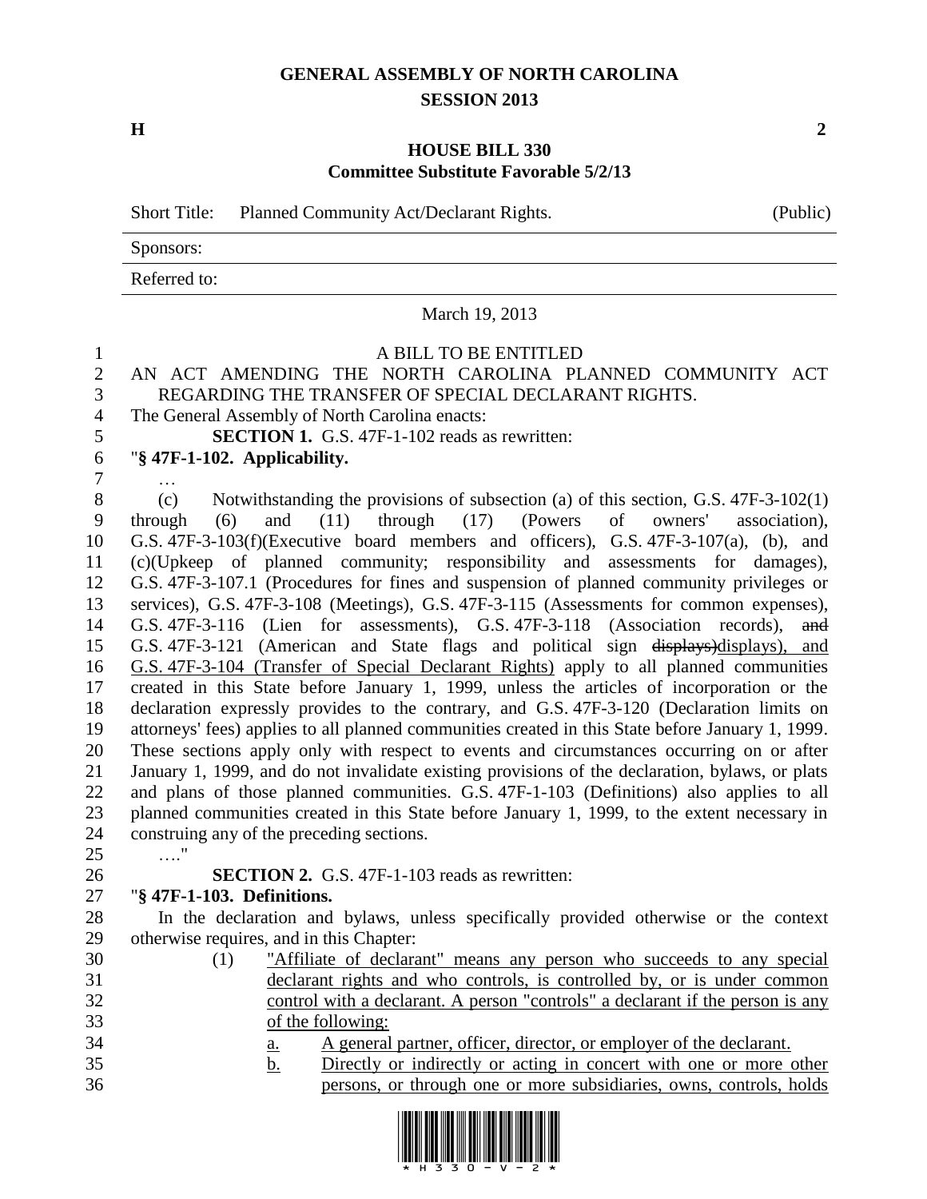# GENERAL ASSEMBLY OF NORTH CAROLINA
## SESSION 2013

**H** **2**

### HOUSE BILL 330
### Committee Substitute Favorable 5/2/13

| | | |
|---|---|---|
| Short Title: | Planned Community Act/Declarant Rights. | (Public) |
| Sponsors: | | |
| Referred to: | | |

March 19, 2013

A BILL TO BE ENTITLED

AN ACT AMENDING THE NORTH CAROLINA PLANNED COMMUNITY ACT REGARDING THE TRANSFER OF SPECIAL DECLARANT RIGHTS.

The General Assembly of North Carolina enacts:

**SECTION 1.** G.S. 47F-1-102 reads as rewritten:

"**§ 47F-1-102. Applicability.**

…

(c) Notwithstanding the provisions of subsection (a) of this section, G.S. 47F-3-102(1) through (6) and (11) through (17) (Powers of owners' association), G.S. 47F-3-103(f)(Executive board members and officers), G.S. 47F-3-107(a), (b), and (c)(Upkeep of planned community; responsibility and assessments for damages), G.S. 47F-3-107.1 (Procedures for fines and suspension of planned community privileges or services), G.S. 47F-3-108 (Meetings), G.S. 47F-3-115 (Assessments for common expenses), G.S. 47F-3-116 (Lien for assessments), G.S. 47F-3-118 (Association records), ~~and~~ G.S. 47F-3-121 (American and State flags and political sign ~~displays)~~displays), and G.S. 47F-3-104 (Transfer of Special Declarant Rights) apply to all planned communities created in this State before January 1, 1999, unless the articles of incorporation or the declaration expressly provides to the contrary, and G.S. 47F-3-120 (Declaration limits on attorneys' fees) applies to all planned communities created in this State before January 1, 1999. These sections apply only with respect to events and circumstances occurring on or after January 1, 1999, and do not invalidate existing provisions of the declaration, bylaws, or plats and plans of those planned communities. G.S. 47F-1-103 (Definitions) also applies to all planned communities created in this State before January 1, 1999, to the extent necessary in construing any of the preceding sections.

…."

**SECTION 2.** G.S. 47F-1-103 reads as rewritten:

"**§ 47F-1-103. Definitions.**

In the declaration and bylaws, unless specifically provided otherwise or the context otherwise requires, and in this Chapter:

(1) "Affiliate of declarant" means any person who succeeds to any special declarant rights and who controls, is controlled by, or is under common control with a declarant. A person "controls" a declarant if the person is any of the following:

a. A general partner, officer, director, or employer of the declarant.

b. Directly or indirectly or acting in concert with one or more other persons, or through one or more subsidiaries, owns, controls, holds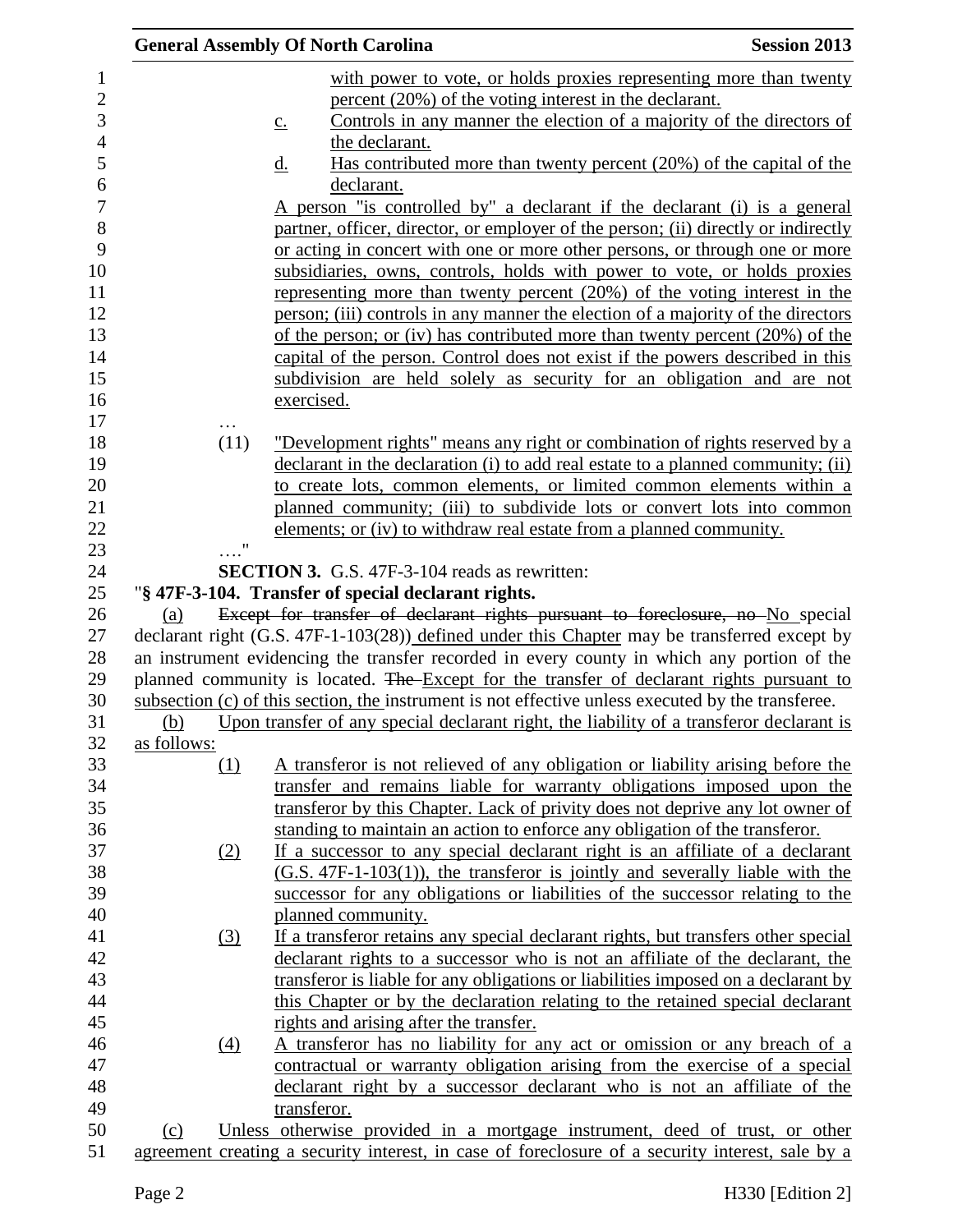with power to vote, or holds proxies representing more than twenty percent (20%) of the voting interest in the declarant.

c. Controls in any manner the election of a majority of the directors of the declarant.

d. Has contributed more than twenty percent (20%) of the capital of the declarant.

A person "is controlled by" a declarant if the declarant (i) is a general partner, officer, director, or employer of the person; (ii) directly or indirectly or acting in concert with one or more other persons, or through one or more subsidiaries, owns, controls, holds with power to vote, or holds proxies representing more than twenty percent (20%) of the voting interest in the person; (iii) controls in any manner the election of a majority of the directors of the person; or (iv) has contributed more than twenty percent (20%) of the capital of the person. Control does not exist if the powers described in this subdivision are held solely as security for an obligation and are not exercised.

…

(11) "Development rights" means any right or combination of rights reserved by a declarant in the declaration (i) to add real estate to a planned community; (ii) to create lots, common elements, or limited common elements within a planned community; (iii) to subdivide lots or convert lots into common elements; or (iv) to withdraw real estate from a planned community.

…."

**SECTION 3.** G.S. 47F-3-104 reads as rewritten:

"**§ 47F-3-104. Transfer of special declarant rights.**

(a) ~~Except for transfer of declarant rights pursuant to foreclosure, no~~ No special declarant right (G.S. 47F-1-103(28)) defined under this Chapter may be transferred except by an instrument evidencing the transfer recorded in every county in which any portion of the planned community is located. ~~The~~ Except for the transfer of declarant rights pursuant to subsection (c) of this section, the instrument is not effective unless executed by the transferee.

(b) Upon transfer of any special declarant right, the liability of a transferor declarant is as follows:

(1) A transferor is not relieved of any obligation or liability arising before the transfer and remains liable for warranty obligations imposed upon the transferor by this Chapter. Lack of privity does not deprive any lot owner of standing to maintain an action to enforce any obligation of the transferor.

(2) If a successor to any special declarant right is an affiliate of a declarant (G.S. 47F-1-103(1)), the transferor is jointly and severally liable with the successor for any obligations or liabilities of the successor relating to the planned community.

(3) If a transferor retains any special declarant rights, but transfers other special declarant rights to a successor who is not an affiliate of the declarant, the transferor is liable for any obligations or liabilities imposed on a declarant by this Chapter or by the declaration relating to the retained special declarant rights and arising after the transfer.

(4) A transferor has no liability for any act or omission or any breach of a contractual or warranty obligation arising from the exercise of a special declarant right by a successor declarant who is not an affiliate of the transferor.

(c) Unless otherwise provided in a mortgage instrument, deed of trust, or other agreement creating a security interest, in case of foreclosure of a security interest, sale by a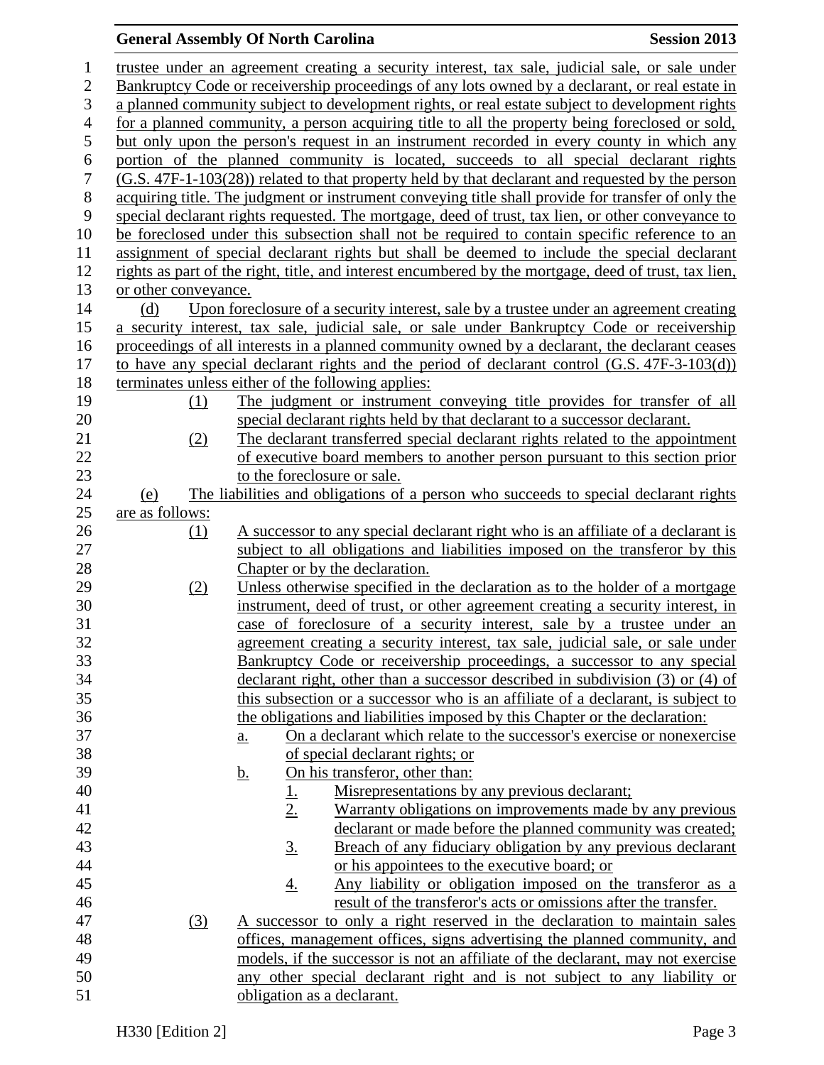trustee under an agreement creating a security interest, tax sale, judicial sale, or sale under Bankruptcy Code or receivership proceedings of any lots owned by a declarant, or real estate in a planned community subject to development rights, or real estate subject to development rights for a planned community, a person acquiring title to all the property being foreclosed or sold, but only upon the person's request in an instrument recorded in every county in which any portion of the planned community is located, succeeds to all special declarant rights (G.S. 47F-1-103(28)) related to that property held by that declarant and requested by the person acquiring title. The judgment or instrument conveying title shall provide for transfer of only the special declarant rights requested. The mortgage, deed of trust, tax lien, or other conveyance to be foreclosed under this subsection shall not be required to contain specific reference to an assignment of special declarant rights but shall be deemed to include the special declarant rights as part of the right, title, and interest encumbered by the mortgage, deed of trust, tax lien, or other conveyance.

(d) Upon foreclosure of a security interest, sale by a trustee under an agreement creating a security interest, tax sale, judicial sale, or sale under Bankruptcy Code or receivership proceedings of all interests in a planned community owned by a declarant, the declarant ceases to have any special declarant rights and the period of declarant control (G.S. 47F-3-103(d)) terminates unless either of the following applies:

(1) The judgment or instrument conveying title provides for transfer of all special declarant rights held by that declarant to a successor declarant.

(2) The declarant transferred special declarant rights related to the appointment of executive board members to another person pursuant to this section prior to the foreclosure or sale.

(e) The liabilities and obligations of a person who succeeds to special declarant rights are as follows:

(1) A successor to any special declarant right who is an affiliate of a declarant is subject to all obligations and liabilities imposed on the transferor by this Chapter or by the declaration.

(2) Unless otherwise specified in the declaration as to the holder of a mortgage instrument, deed of trust, or other agreement creating a security interest, in case of foreclosure of a security interest, sale by a trustee under an agreement creating a security interest, tax sale, judicial sale, or sale under Bankruptcy Code or receivership proceedings, a successor to any special declarant right, other than a successor described in subdivision (3) or (4) of this subsection or a successor who is an affiliate of a declarant, is subject to the obligations and liabilities imposed by this Chapter or the declaration:

a. On a declarant which relate to the successor's exercise or nonexercise of special declarant rights; or

b. On his transferor, other than:

1. Misrepresentations by any previous declarant;

2. Warranty obligations on improvements made by any previous declarant or made before the planned community was created;

3. Breach of any fiduciary obligation by any previous declarant or his appointees to the executive board; or

4. Any liability or obligation imposed on the transferor as a result of the transferor's acts or omissions after the transfer.

(3) A successor to only a right reserved in the declaration to maintain sales offices, management offices, signs advertising the planned community, and models, if the successor is not an affiliate of the declarant, may not exercise any other special declarant right and is not subject to any liability or obligation as a declarant.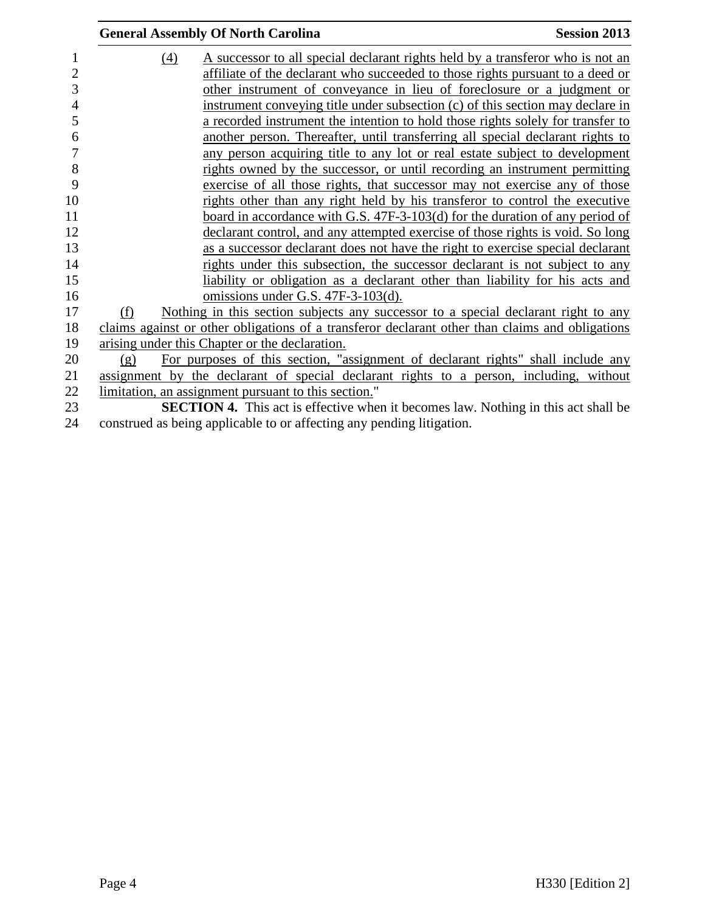(4) A successor to all special declarant rights held by a transferor who is not an affiliate of the declarant who succeeded to those rights pursuant to a deed or other instrument of conveyance in lieu of foreclosure or a judgment or instrument conveying title under subsection (c) of this section may declare in a recorded instrument the intention to hold those rights solely for transfer to another person. Thereafter, until transferring all special declarant rights to any person acquiring title to any lot or real estate subject to development rights owned by the successor, or until recording an instrument permitting exercise of all those rights, that successor may not exercise any of those rights other than any right held by his transferor to control the executive board in accordance with G.S. 47F-3-103(d) for the duration of any period of declarant control, and any attempted exercise of those rights is void. So long as a successor declarant does not have the right to exercise special declarant rights under this subsection, the successor declarant is not subject to any liability or obligation as a declarant other than liability for his acts and omissions under G.S. 47F-3-103(d).

(f) Nothing in this section subjects any successor to a special declarant right to any claims against or other obligations of a transferor declarant other than claims and obligations arising under this Chapter or the declaration.

(g) For purposes of this section, "assignment of declarant rights" shall include any assignment by the declarant of special declarant rights to a person, including, without limitation, an assignment pursuant to this section."

**SECTION 4.** This act is effective when it becomes law. Nothing in this act shall be construed as being applicable to or affecting any pending litigation.